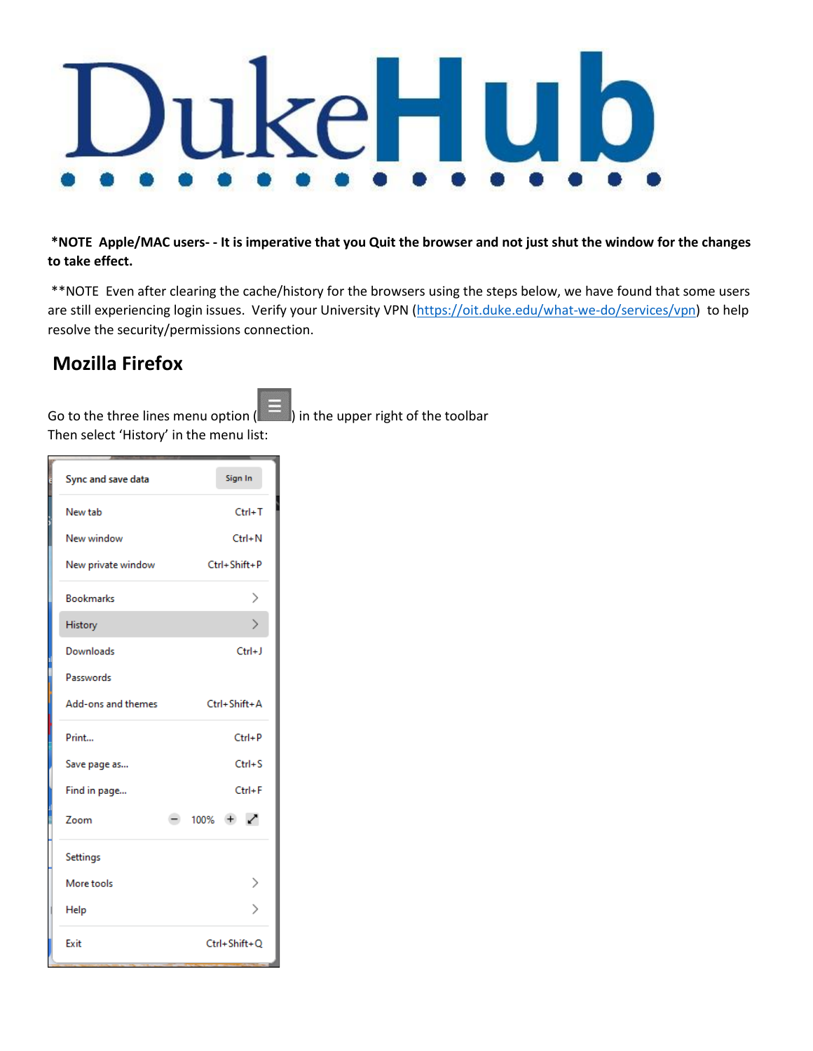# DukeHub

**\*NOTE Apple/MAC users- - It is imperative that you Quit the browser and not just shut the window for the changes to take effect.**

**NOTE Even after clearing the cache/history for the browsers using the steps below, we have found that some users are still experiencing login issues. Verify your University VPN (https://oit.duke.edu/what-we-do/services/vpn) to help resolve the security/permissions connection.

## Mozilla Firefox

Go to the three lines menu option ( ☰ ) in the upper right of the toolbar
Then select 'History' in the menu list: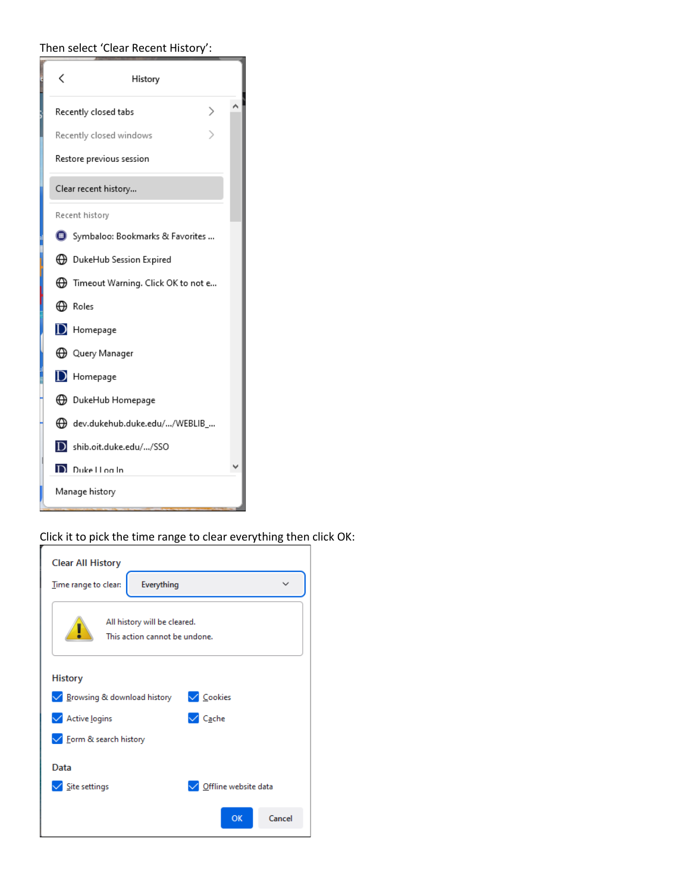Then select 'Clear Recent History':

History

- Recently closed tabs
- Recently closed windows
- Restore previous session
- Clear recent history...

Recent history

- Symbaloo: Bookmarks & Favorites ...
- DukeHub Session Expired
- Timeout Warning. Click OK to not e...
- Roles
- Homepage
- Query Manager
- Homepage
- DukeHub Homepage
- dev.dukehub.duke.edu/.../WEBLIB_...
- shib.oit.duke.edu/.../SSO
- Duke | Log In

Manage history

Click it to pick the time range to clear everything then click OK:

Clear All History

Time range to clear: Everything

All history will be cleared.
This action cannot be undone.

History

- Browsing & download history
- Cookies
- Active logins
- Cache
- Form & search history

Data

- Site settings
- Offline website data

OK Cancel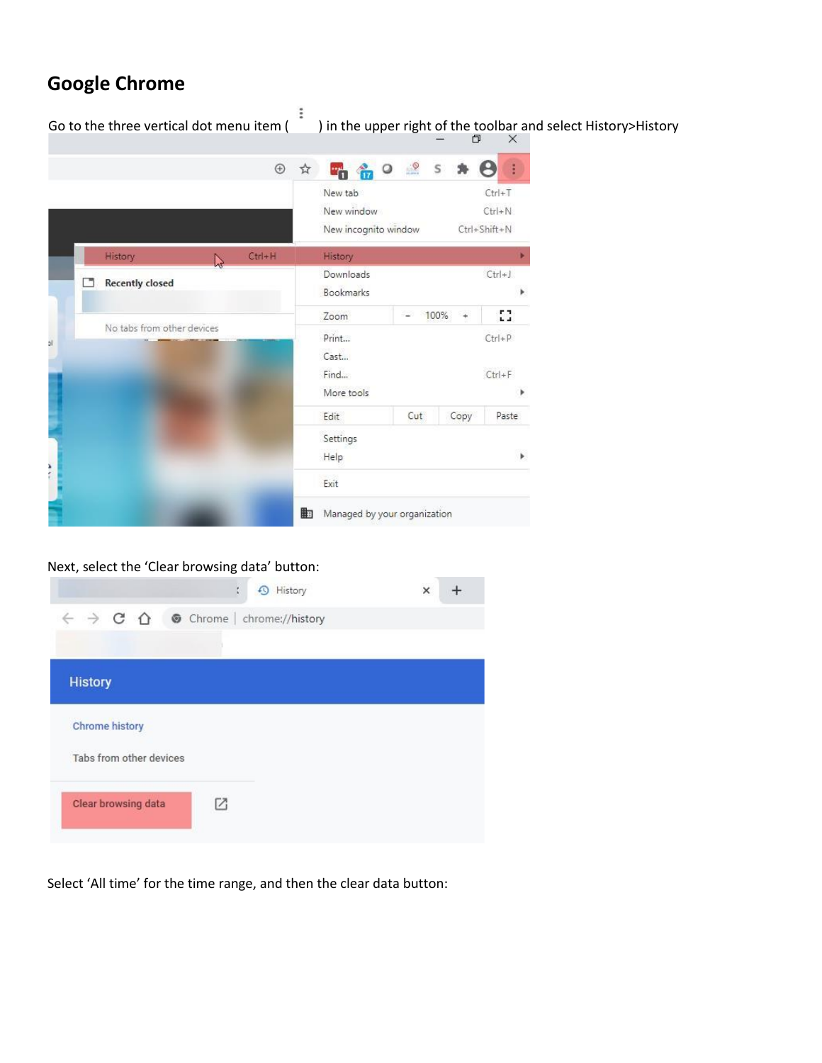## Google Chrome

Go to the three vertical dot menu item ( ⋮ ) in the upper right of the toolbar and select History>History

Next, select the 'Clear browsing data' button:

Select 'All time' for the time range, and then the clear data button: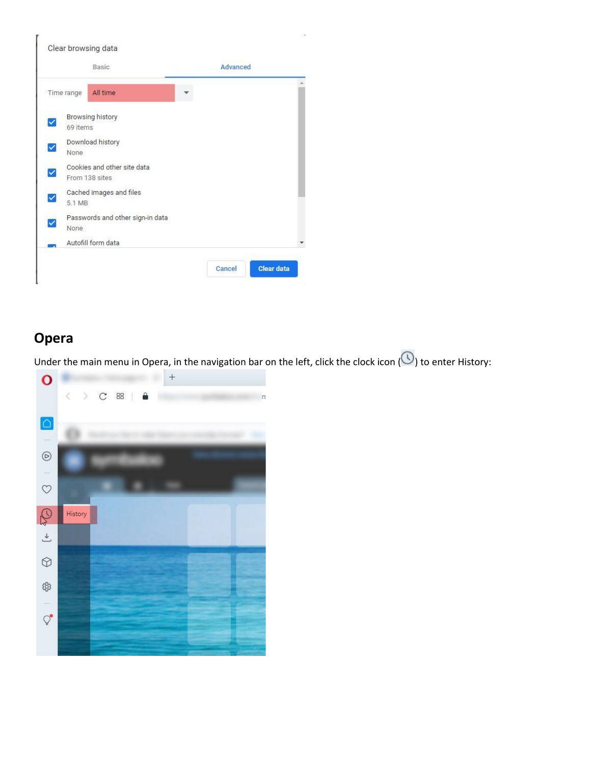## Opera

Under the main menu in Opera, in the navigation bar on the left, click the clock icon ( ) to enter History: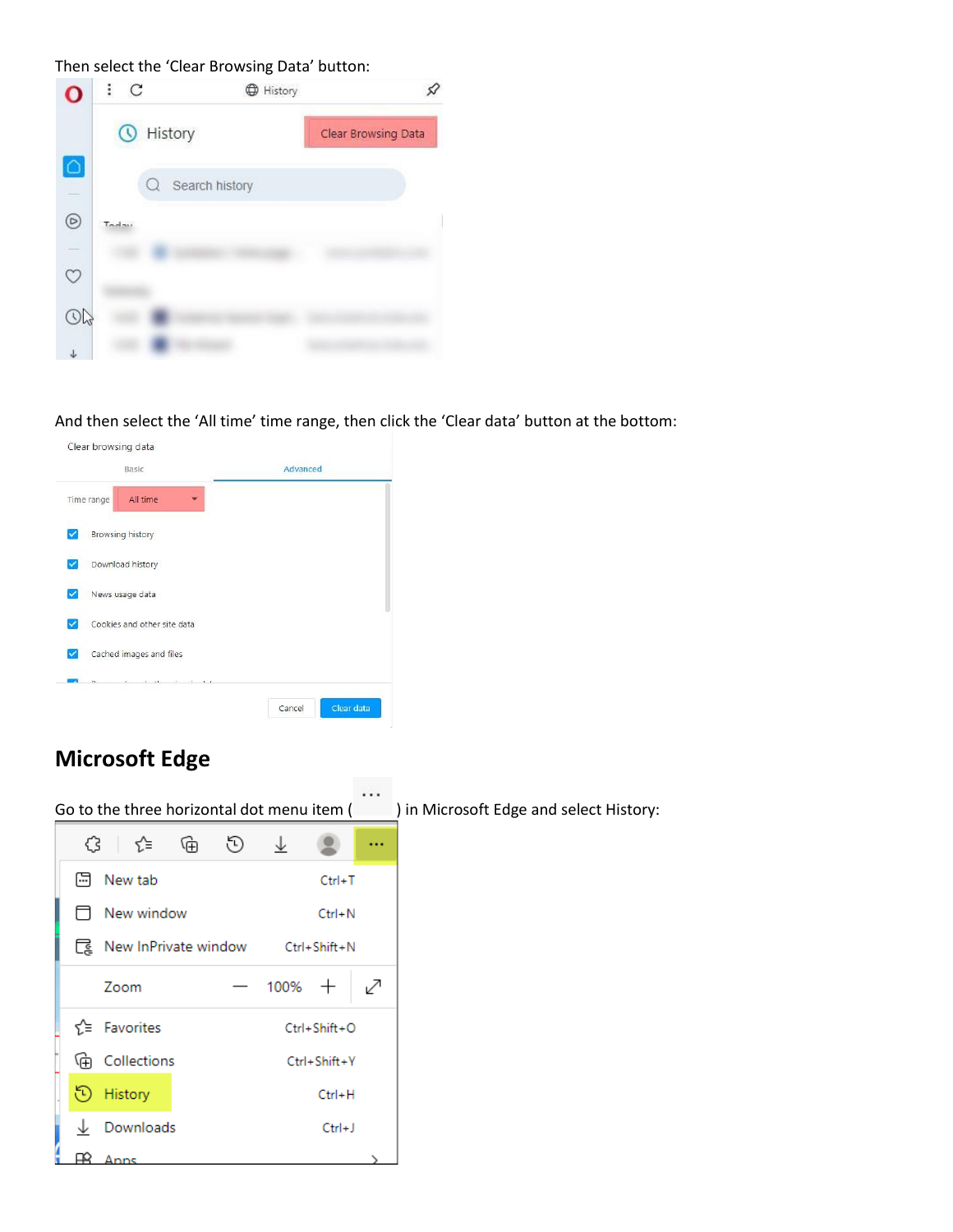Then select the ‘Clear Browsing Data’ button:

And then select the ‘All time’ time range, then click the ‘Clear data’ button at the bottom:

## Microsoft Edge

Go to the three horizontal dot menu item ( ... ) in Microsoft Edge and select History: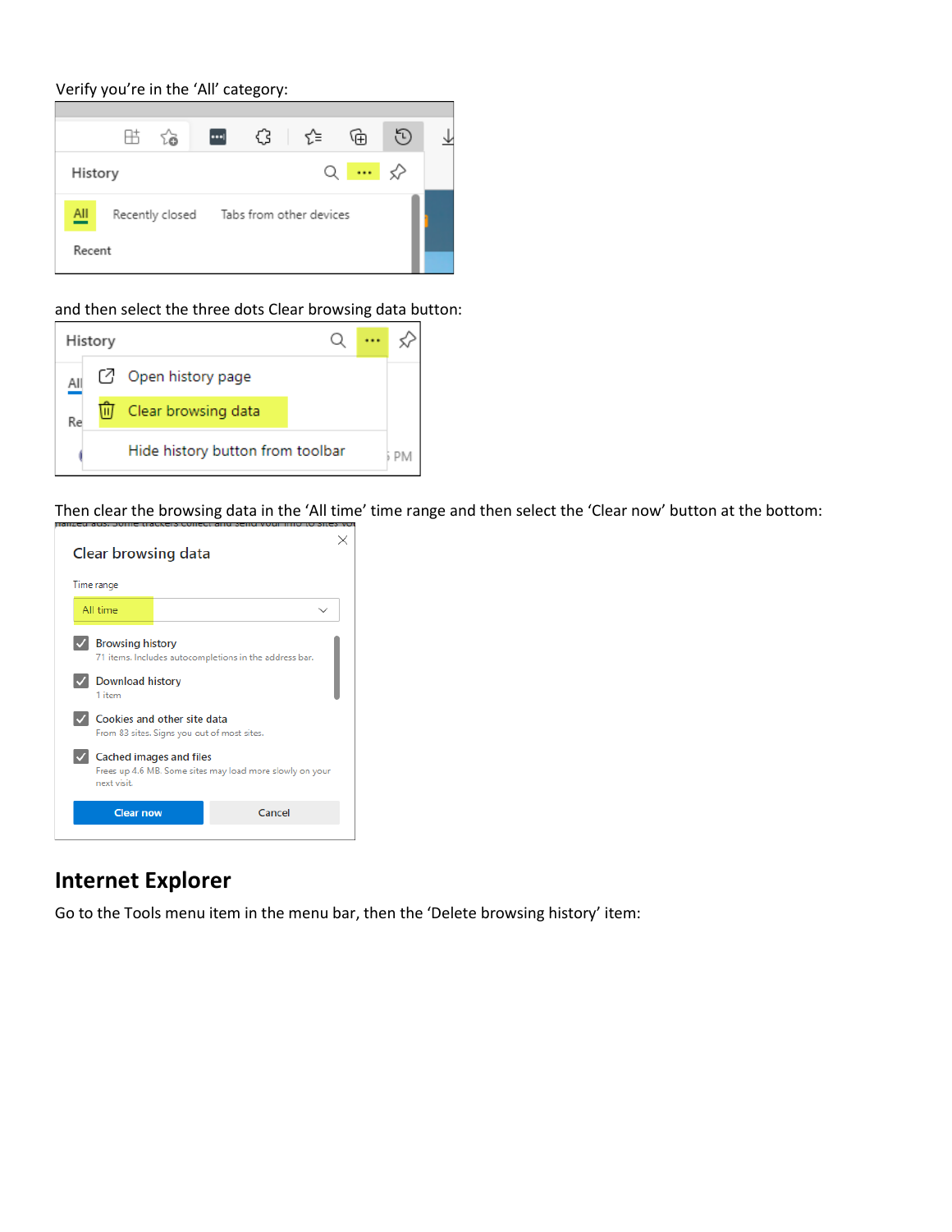Verify you're in the 'All' category:

and then select the three dots Clear browsing data button:

Then clear the browsing data in the 'All time' time range and then select the 'Clear now' button at the bottom:

## Internet Explorer

Go to the Tools menu item in the menu bar, then the 'Delete browsing history' item: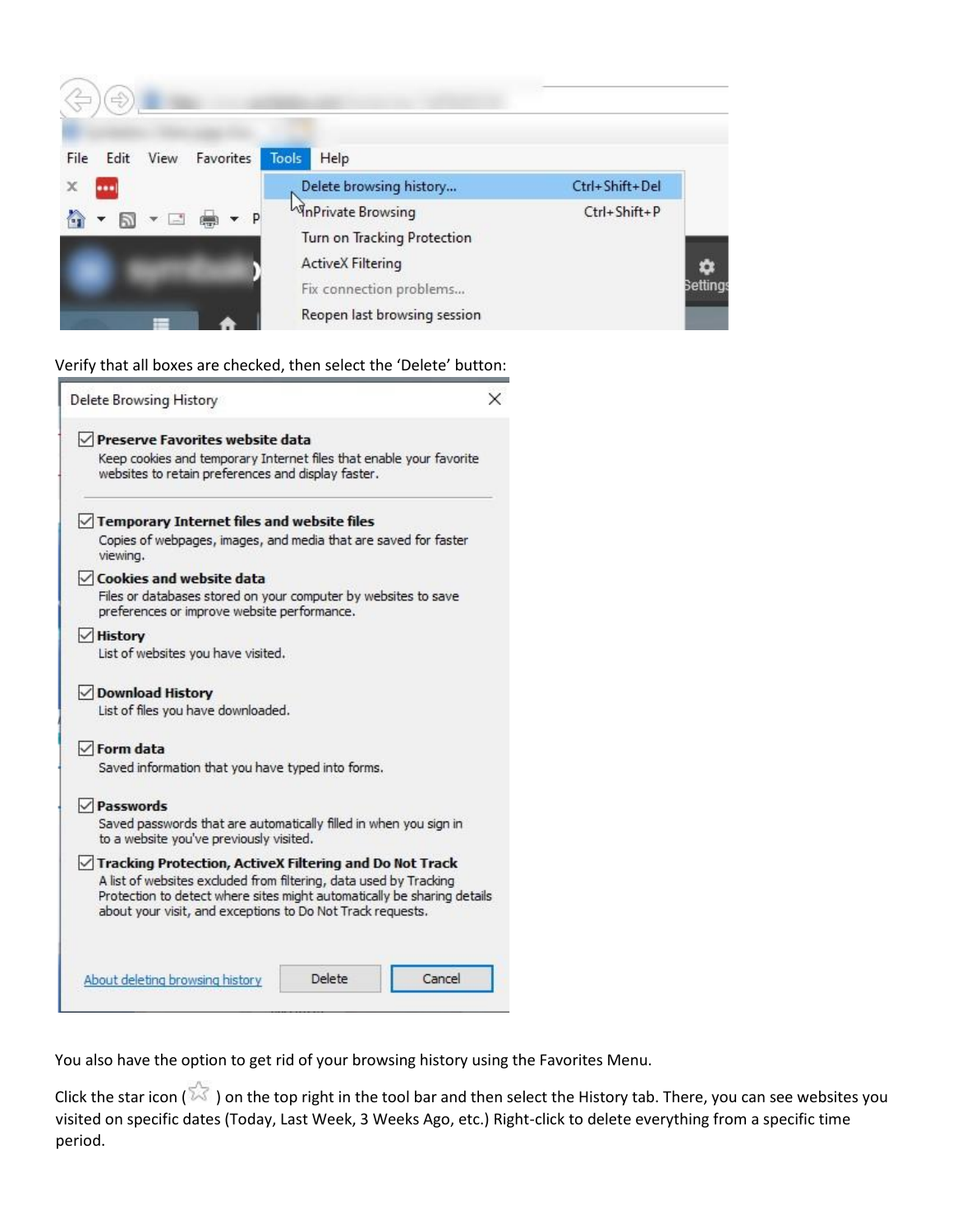Verify that all boxes are checked, then select the ‘Delete’ button:

You also have the option to get rid of your browsing history using the Favorites Menu.

Click the star icon ( ) on the top right in the tool bar and then select the History tab. There, you can see websites you visited on specific dates (Today, Last Week, 3 Weeks Ago, etc.) Right-click to delete everything from a specific time period.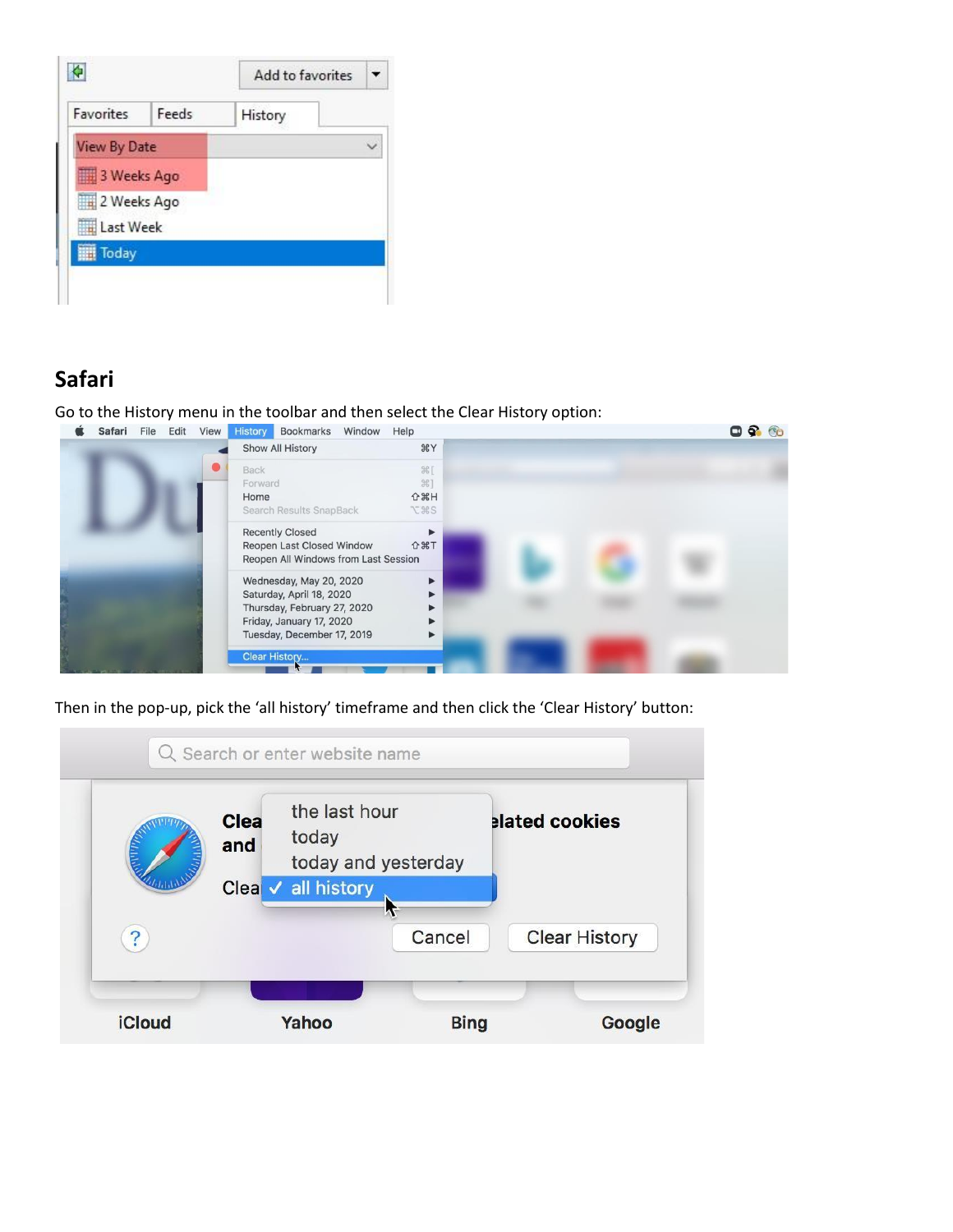## Safari

Go to the History menu in the toolbar and then select the Clear History option:

Then in the pop-up, pick the 'all history' timeframe and then click the 'Clear History' button: